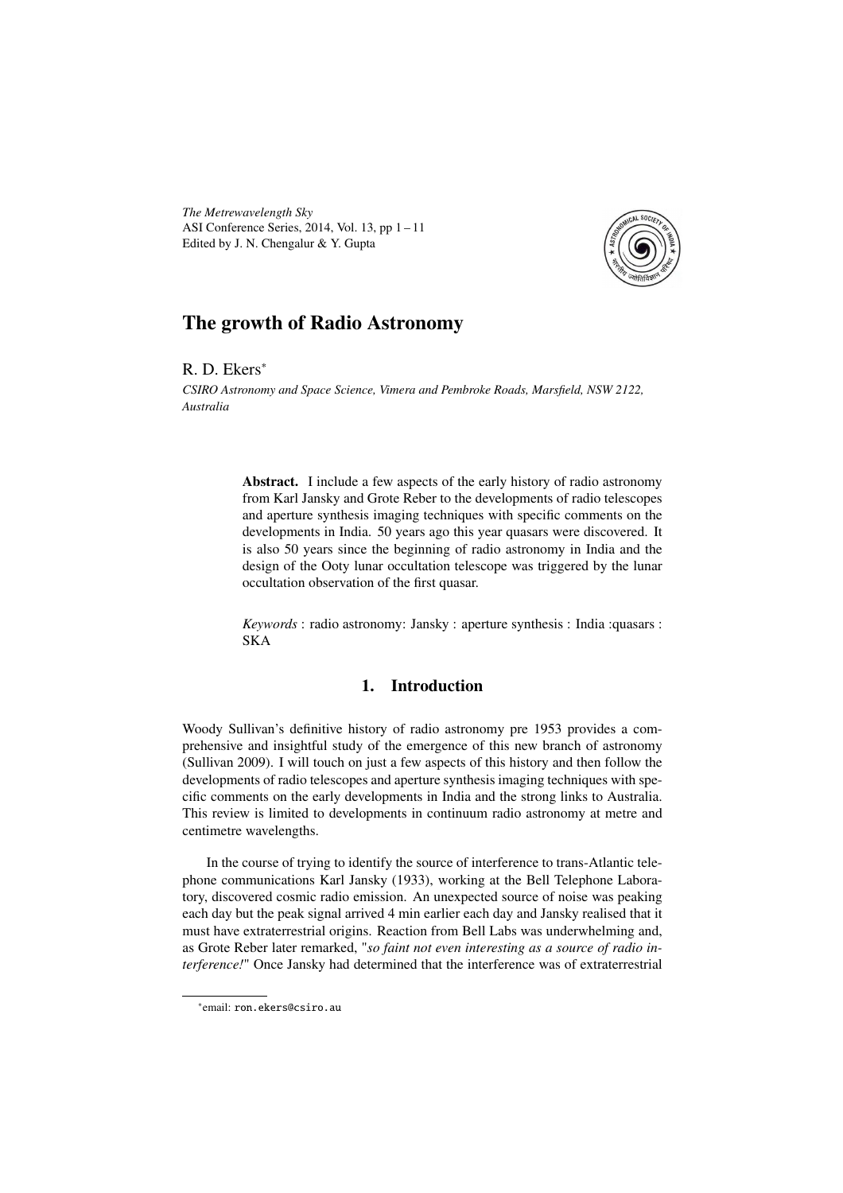*The Metrewavelength Sky*
ASI Conference Series, 2014, Vol. 13, pp 1 – 11
Edited by J. N. Chengalur & Y. Gupta

# The growth of Radio Astronomy

R. D. Ekers*

*CSIRO Astronomy and Space Science, Vimera and Pembroke Roads, Marsfield, NSW 2122, Australia*

**Abstract.** I include a few aspects of the early history of radio astronomy from Karl Jansky and Grote Reber to the developments of radio telescopes and aperture synthesis imaging techniques with specific comments on the developments in India. 50 years ago this year quasars were discovered. It is also 50 years since the beginning of radio astronomy in India and the design of the Ooty lunar occultation telescope was triggered by the lunar occultation observation of the first quasar.

*Keywords* : radio astronomy: Jansky : aperture synthesis : India :quasars : SKA

## 1. Introduction

Woody Sullivan's definitive history of radio astronomy pre 1953 provides a comprehensive and insightful study of the emergence of this new branch of astronomy (Sullivan 2009). I will touch on just a few aspects of this history and then follow the developments of radio telescopes and aperture synthesis imaging techniques with specific comments on the early developments in India and the strong links to Australia. This review is limited to developments in continuum radio astronomy at metre and centimetre wavelengths.

In the course of trying to identify the source of interference to trans-Atlantic telephone communications Karl Jansky (1933), working at the Bell Telephone Laboratory, discovered cosmic radio emission. An unexpected source of noise was peaking each day but the peak signal arrived 4 min earlier each day and Jansky realised that it must have extraterrestrial origins. Reaction from Bell Labs was underwhelming and, as Grote Reber later remarked, "*so faint not even interesting as a source of radio interference!*" Once Jansky had determined that the interference was of extraterrestrial

*email: ron.ekers@csiro.au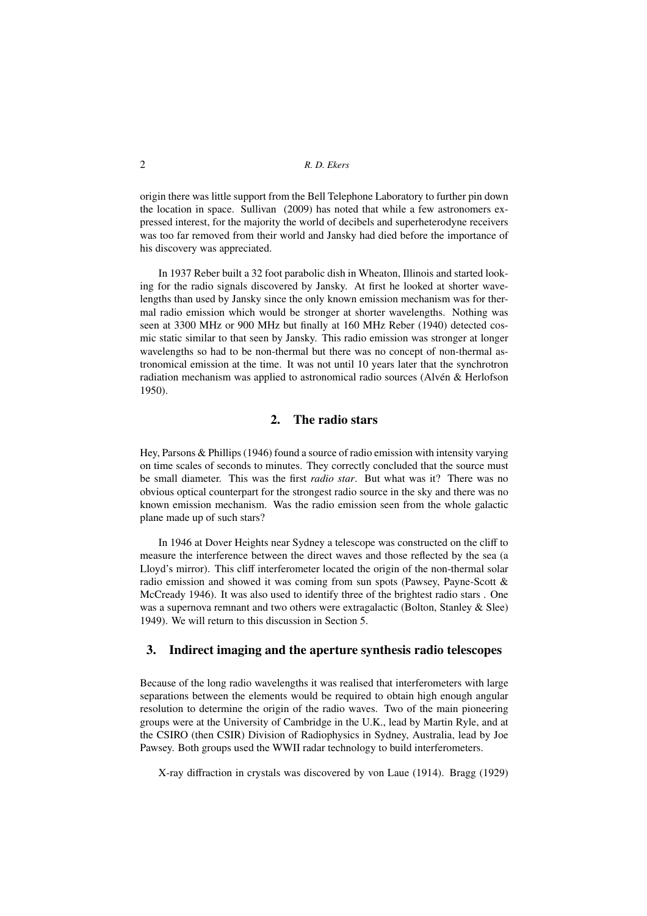origin there was little support from the Bell Telephone Laboratory to further pin down the location in space. Sullivan (2009) has noted that while a few astronomers expressed interest, for the majority the world of decibels and superheterodyne receivers was too far removed from their world and Jansky had died before the importance of his discovery was appreciated.

In 1937 Reber built a 32 foot parabolic dish in Wheaton, Illinois and started looking for the radio signals discovered by Jansky. At first he looked at shorter wavelengths than used by Jansky since the only known emission mechanism was for thermal radio emission which would be stronger at shorter wavelengths. Nothing was seen at 3300 MHz or 900 MHz but finally at 160 MHz Reber (1940) detected cosmic static similar to that seen by Jansky. This radio emission was stronger at longer wavelengths so had to be non-thermal but there was no concept of non-thermal astronomical emission at the time. It was not until 10 years later that the synchrotron radiation mechanism was applied to astronomical radio sources (Alvén & Herlofson 1950).

## 2. The radio stars

Hey, Parsons & Phillips (1946) found a source of radio emission with intensity varying on time scales of seconds to minutes. They correctly concluded that the source must be small diameter. This was the first *radio star*. But what was it? There was no obvious optical counterpart for the strongest radio source in the sky and there was no known emission mechanism. Was the radio emission seen from the whole galactic plane made up of such stars?

In 1946 at Dover Heights near Sydney a telescope was constructed on the cliff to measure the interference between the direct waves and those reflected by the sea (a Lloyd's mirror). This cliff interferometer located the origin of the non-thermal solar radio emission and showed it was coming from sun spots (Pawsey, Payne-Scott & McCready 1946). It was also used to identify three of the brightest radio stars . One was a supernova remnant and two others were extragalactic (Bolton, Stanley & Slee) 1949). We will return to this discussion in Section 5.

## 3. Indirect imaging and the aperture synthesis radio telescopes

Because of the long radio wavelengths it was realised that interferometers with large separations between the elements would be required to obtain high enough angular resolution to determine the origin of the radio waves. Two of the main pioneering groups were at the University of Cambridge in the U.K., lead by Martin Ryle, and at the CSIRO (then CSIR) Division of Radiophysics in Sydney, Australia, lead by Joe Pawsey. Both groups used the WWII radar technology to build interferometers.

X-ray diffraction in crystals was discovered by von Laue (1914). Bragg (1929)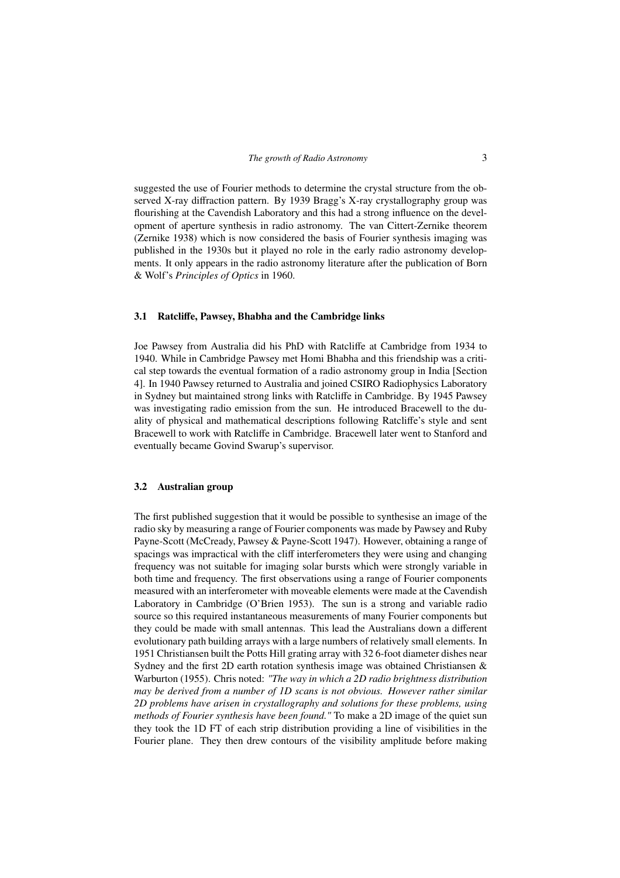suggested the use of Fourier methods to determine the crystal structure from the observed X-ray diffraction pattern. By 1939 Bragg's X-ray crystallography group was flourishing at the Cavendish Laboratory and this had a strong influence on the development of aperture synthesis in radio astronomy. The van Cittert-Zernike theorem (Zernike 1938) which is now considered the basis of Fourier synthesis imaging was published in the 1930s but it played no role in the early radio astronomy developments. It only appears in the radio astronomy literature after the publication of Born & Wolf's *Principles of Optics* in 1960.

### 3.1 Ratcliffe, Pawsey, Bhabha and the Cambridge links

Joe Pawsey from Australia did his PhD with Ratcliffe at Cambridge from 1934 to 1940. While in Cambridge Pawsey met Homi Bhabha and this friendship was a critical step towards the eventual formation of a radio astronomy group in India [Section 4]. In 1940 Pawsey returned to Australia and joined CSIRO Radiophysics Laboratory in Sydney but maintained strong links with Ratcliffe in Cambridge. By 1945 Pawsey was investigating radio emission from the sun. He introduced Bracewell to the duality of physical and mathematical descriptions following Ratcliffe's style and sent Bracewell to work with Ratcliffe in Cambridge. Bracewell later went to Stanford and eventually became Govind Swarup's supervisor.

### 3.2 Australian group

The first published suggestion that it would be possible to synthesise an image of the radio sky by measuring a range of Fourier components was made by Pawsey and Ruby Payne-Scott (McCready, Pawsey & Payne-Scott 1947). However, obtaining a range of spacings was impractical with the cliff interferometers they were using and changing frequency was not suitable for imaging solar bursts which were strongly variable in both time and frequency. The first observations using a range of Fourier components measured with an interferometer with moveable elements were made at the Cavendish Laboratory in Cambridge (O'Brien 1953). The sun is a strong and variable radio source so this required instantaneous measurements of many Fourier components but they could be made with small antennas. This lead the Australians down a different evolutionary path building arrays with a large numbers of relatively small elements. In 1951 Christiansen built the Potts Hill grating array with 32 6-foot diameter dishes near Sydney and the first 2D earth rotation synthesis image was obtained Christiansen & Warburton (1955). Chris noted: *"The way in which a 2D radio brightness distribution may be derived from a number of 1D scans is not obvious. However rather similar 2D problems have arisen in crystallography and solutions for these problems, using methods of Fourier synthesis have been found."* To make a 2D image of the quiet sun they took the 1D FT of each strip distribution providing a line of visibilities in the Fourier plane. They then drew contours of the visibility amplitude before making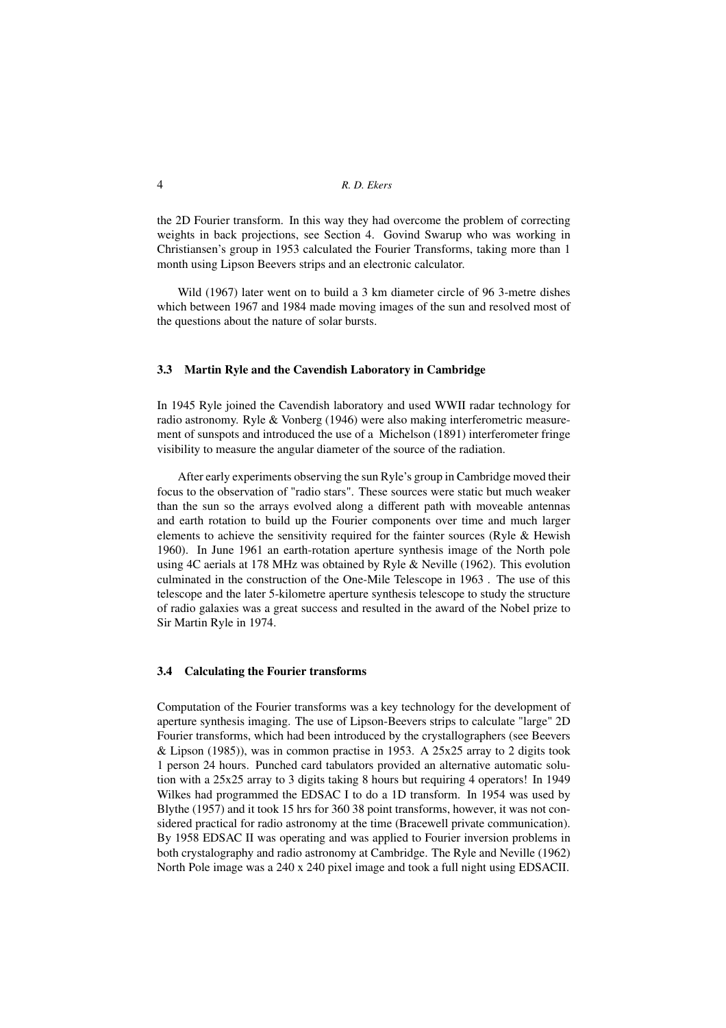the 2D Fourier transform. In this way they had overcome the problem of correcting weights in back projections, see Section 4. Govind Swarup who was working in Christiansen's group in 1953 calculated the Fourier Transforms, taking more than 1 month using Lipson Beevers strips and an electronic calculator.

Wild (1967) later went on to build a 3 km diameter circle of 96 3-metre dishes which between 1967 and 1984 made moving images of the sun and resolved most of the questions about the nature of solar bursts.

### 3.3 Martin Ryle and the Cavendish Laboratory in Cambridge

In 1945 Ryle joined the Cavendish laboratory and used WWII radar technology for radio astronomy. Ryle & Vonberg (1946) were also making interferometric measurement of sunspots and introduced the use of a Michelson (1891) interferometer fringe visibility to measure the angular diameter of the source of the radiation.

After early experiments observing the sun Ryle's group in Cambridge moved their focus to the observation of "radio stars". These sources were static but much weaker than the sun so the arrays evolved along a different path with moveable antennas and earth rotation to build up the Fourier components over time and much larger elements to achieve the sensitivity required for the fainter sources (Ryle & Hewish 1960). In June 1961 an earth-rotation aperture synthesis image of the North pole using 4C aerials at 178 MHz was obtained by Ryle & Neville (1962). This evolution culminated in the construction of the One-Mile Telescope in 1963 . The use of this telescope and the later 5-kilometre aperture synthesis telescope to study the structure of radio galaxies was a great success and resulted in the award of the Nobel prize to Sir Martin Ryle in 1974.

### 3.4 Calculating the Fourier transforms

Computation of the Fourier transforms was a key technology for the development of aperture synthesis imaging. The use of Lipson-Beevers strips to calculate "large" 2D Fourier transforms, which had been introduced by the crystallographers (see Beevers & Lipson (1985)), was in common practise in 1953. A 25x25 array to 2 digits took 1 person 24 hours. Punched card tabulators provided an alternative automatic solution with a 25x25 array to 3 digits taking 8 hours but requiring 4 operators! In 1949 Wilkes had programmed the EDSAC I to do a 1D transform. In 1954 was used by Blythe (1957) and it took 15 hrs for 360 38 point transforms, however, it was not considered practical for radio astronomy at the time (Bracewell private communication). By 1958 EDSAC II was operating and was applied to Fourier inversion problems in both crystalography and radio astronomy at Cambridge. The Ryle and Neville (1962) North Pole image was a 240 x 240 pixel image and took a full night using EDSACII.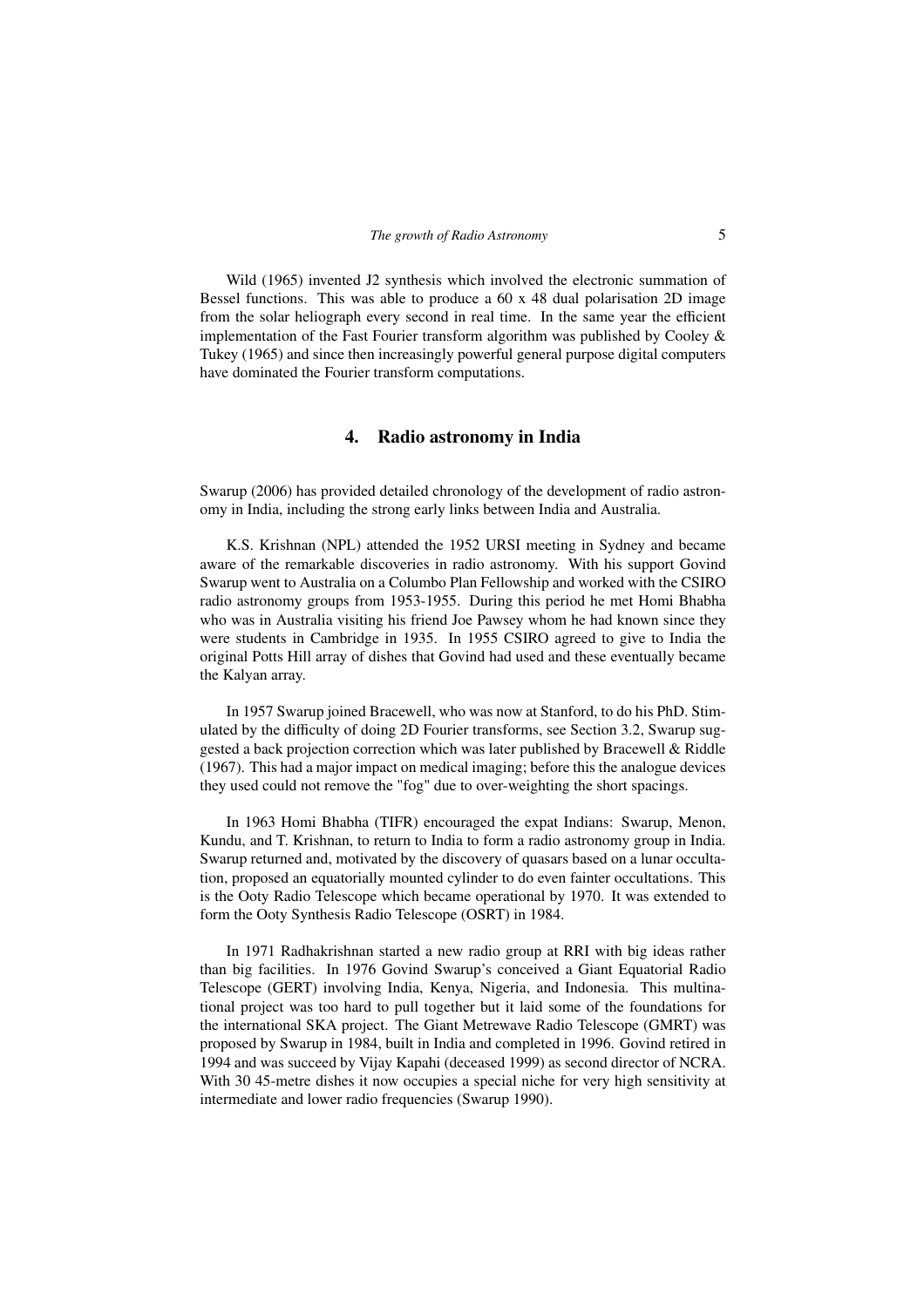Wild (1965) invented J2 synthesis which involved the electronic summation of Bessel functions. This was able to produce a 60 x 48 dual polarisation 2D image from the solar heliograph every second in real time. In the same year the efficient implementation of the Fast Fourier transform algorithm was published by Cooley & Tukey (1965) and since then increasingly powerful general purpose digital computers have dominated the Fourier transform computations.

## 4. Radio astronomy in India

Swarup (2006) has provided detailed chronology of the development of radio astronomy in India, including the strong early links between India and Australia.

K.S. Krishnan (NPL) attended the 1952 URSI meeting in Sydney and became aware of the remarkable discoveries in radio astronomy. With his support Govind Swarup went to Australia on a Columbo Plan Fellowship and worked with the CSIRO radio astronomy groups from 1953-1955. During this period he met Homi Bhabha who was in Australia visiting his friend Joe Pawsey whom he had known since they were students in Cambridge in 1935. In 1955 CSIRO agreed to give to India the original Potts Hill array of dishes that Govind had used and these eventually became the Kalyan array.

In 1957 Swarup joined Bracewell, who was now at Stanford, to do his PhD. Stimulated by the difficulty of doing 2D Fourier transforms, see Section 3.2, Swarup suggested a back projection correction which was later published by Bracewell & Riddle (1967). This had a major impact on medical imaging; before this the analogue devices they used could not remove the "fog" due to over-weighting the short spacings.

In 1963 Homi Bhabha (TIFR) encouraged the expat Indians: Swarup, Menon, Kundu, and T. Krishnan, to return to India to form a radio astronomy group in India. Swarup returned and, motivated by the discovery of quasars based on a lunar occultation, proposed an equatorially mounted cylinder to do even fainter occultations. This is the Ooty Radio Telescope which became operational by 1970. It was extended to form the Ooty Synthesis Radio Telescope (OSRT) in 1984.

In 1971 Radhakrishnan started a new radio group at RRI with big ideas rather than big facilities. In 1976 Govind Swarup's conceived a Giant Equatorial Radio Telescope (GERT) involving India, Kenya, Nigeria, and Indonesia. This multinational project was too hard to pull together but it laid some of the foundations for the international SKA project. The Giant Metrewave Radio Telescope (GMRT) was proposed by Swarup in 1984, built in India and completed in 1996. Govind retired in 1994 and was succeed by Vijay Kapahi (deceased 1999) as second director of NCRA. With 30 45-metre dishes it now occupies a special niche for very high sensitivity at intermediate and lower radio frequencies (Swarup 1990).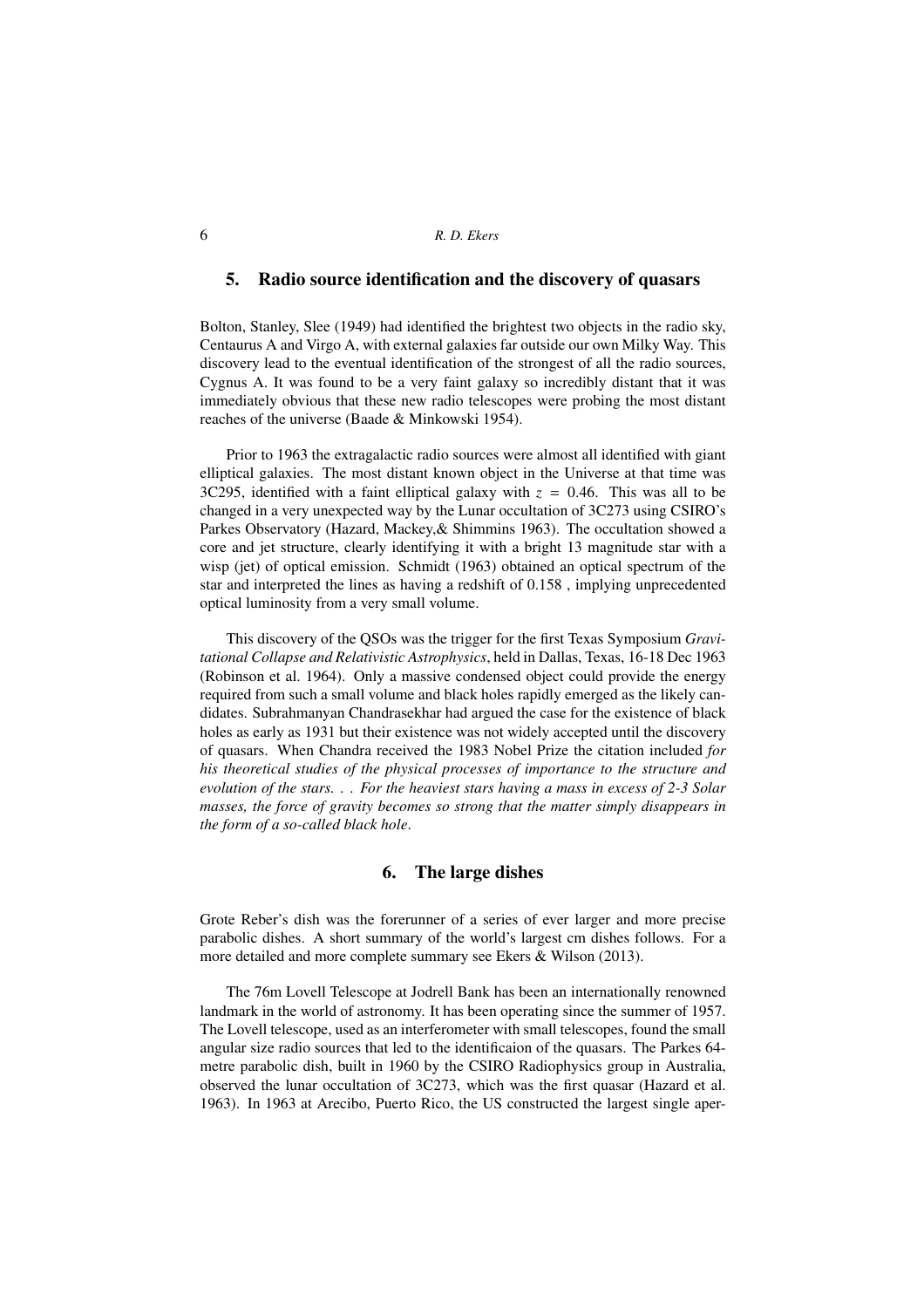## 5. Radio source identification and the discovery of quasars

Bolton, Stanley, Slee (1949) had identified the brightest two objects in the radio sky, Centaurus A and Virgo A, with external galaxies far outside our own Milky Way. This discovery lead to the eventual identification of the strongest of all the radio sources, Cygnus A. It was found to be a very faint galaxy so incredibly distant that it was immediately obvious that these new radio telescopes were probing the most distant reaches of the universe (Baade & Minkowski 1954).

Prior to 1963 the extragalactic radio sources were almost all identified with giant elliptical galaxies. The most distant known object in the Universe at that time was 3C295, identified with a faint elliptical galaxy with $z = 0.46$. This was all to be changed in a very unexpected way by the Lunar occultation of 3C273 using CSIRO's Parkes Observatory (Hazard, Mackey,& Shimmins 1963). The occultation showed a core and jet structure, clearly identifying it with a bright 13 magnitude star with a wisp (jet) of optical emission. Schmidt (1963) obtained an optical spectrum of the star and interpreted the lines as having a redshift of 0.158 , implying unprecedented optical luminosity from a very small volume.

This discovery of the QSOs was the trigger for the first Texas Symposium *Gravitational Collapse and Relativistic Astrophysics*, held in Dallas, Texas, 16-18 Dec 1963 (Robinson et al. 1964). Only a massive condensed object could provide the energy required from such a small volume and black holes rapidly emerged as the likely candidates. Subrahmanyan Chandrasekhar had argued the case for the existence of black holes as early as 1931 but their existence was not widely accepted until the discovery of quasars. When Chandra received the 1983 Nobel Prize the citation included *for his theoretical studies of the physical processes of importance to the structure and evolution of the stars. . . For the heaviest stars having a mass in excess of 2-3 Solar masses, the force of gravity becomes so strong that the matter simply disappears in the form of a so-called black hole*.

## 6. The large dishes

Grote Reber's dish was the forerunner of a series of ever larger and more precise parabolic dishes. A short summary of the world's largest cm dishes follows. For a more detailed and more complete summary see Ekers & Wilson (2013).

The 76m Lovell Telescope at Jodrell Bank has been an internationally renowned landmark in the world of astronomy. It has been operating since the summer of 1957. The Lovell telescope, used as an interferometer with small telescopes, found the small angular size radio sources that led to the identificaion of the quasars. The Parkes 64-metre parabolic dish, built in 1960 by the CSIRO Radiophysics group in Australia, observed the lunar occultation of 3C273, which was the first quasar (Hazard et al. 1963). In 1963 at Arecibo, Puerto Rico, the US constructed the largest single aper-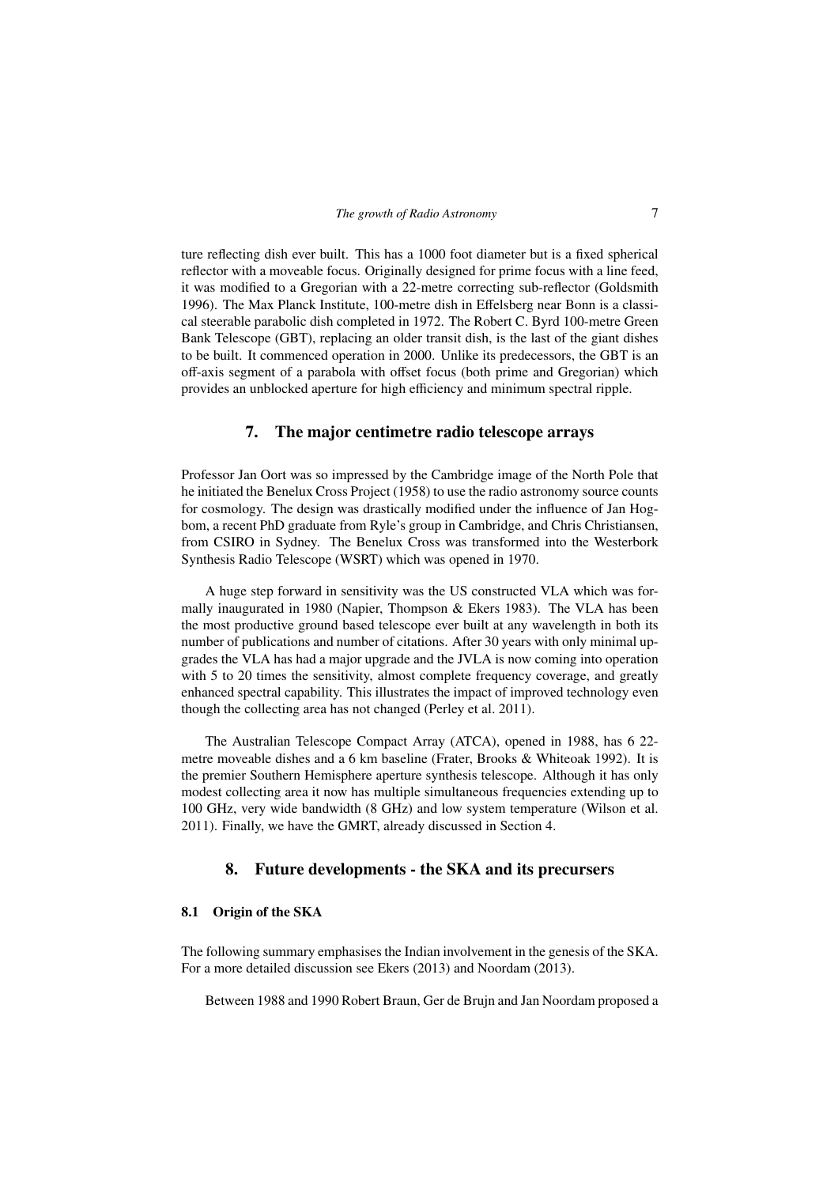ture reflecting dish ever built. This has a 1000 foot diameter but is a fixed spherical reflector with a moveable focus. Originally designed for prime focus with a line feed, it was modified to a Gregorian with a 22-metre correcting sub-reflector (Goldsmith 1996). The Max Planck Institute, 100-metre dish in Effelsberg near Bonn is a classical steerable parabolic dish completed in 1972. The Robert C. Byrd 100-metre Green Bank Telescope (GBT), replacing an older transit dish, is the last of the giant dishes to be built. It commenced operation in 2000. Unlike its predecessors, the GBT is an off-axis segment of a parabola with offset focus (both prime and Gregorian) which provides an unblocked aperture for high efficiency and minimum spectral ripple.

## 7. The major centimetre radio telescope arrays

Professor Jan Oort was so impressed by the Cambridge image of the North Pole that he initiated the Benelux Cross Project (1958) to use the radio astronomy source counts for cosmology. The design was drastically modified under the influence of Jan Hogbom, a recent PhD graduate from Ryle's group in Cambridge, and Chris Christiansen, from CSIRO in Sydney. The Benelux Cross was transformed into the Westerbork Synthesis Radio Telescope (WSRT) which was opened in 1970.

A huge step forward in sensitivity was the US constructed VLA which was formally inaugurated in 1980 (Napier, Thompson & Ekers 1983). The VLA has been the most productive ground based telescope ever built at any wavelength in both its number of publications and number of citations. After 30 years with only minimal upgrades the VLA has had a major upgrade and the JVLA is now coming into operation with 5 to 20 times the sensitivity, almost complete frequency coverage, and greatly enhanced spectral capability. This illustrates the impact of improved technology even though the collecting area has not changed (Perley et al. 2011).

The Australian Telescope Compact Array (ATCA), opened in 1988, has 6 22-metre moveable dishes and a 6 km baseline (Frater, Brooks & Whiteoak 1992). It is the premier Southern Hemisphere aperture synthesis telescope. Although it has only modest collecting area it now has multiple simultaneous frequencies extending up to 100 GHz, very wide bandwidth (8 GHz) and low system temperature (Wilson et al. 2011). Finally, we have the GMRT, already discussed in Section 4.

## 8. Future developments - the SKA and its precursers

### 8.1 Origin of the SKA

The following summary emphasises the Indian involvement in the genesis of the SKA. For a more detailed discussion see Ekers (2013) and Noordam (2013).

Between 1988 and 1990 Robert Braun, Ger de Brujn and Jan Noordam proposed a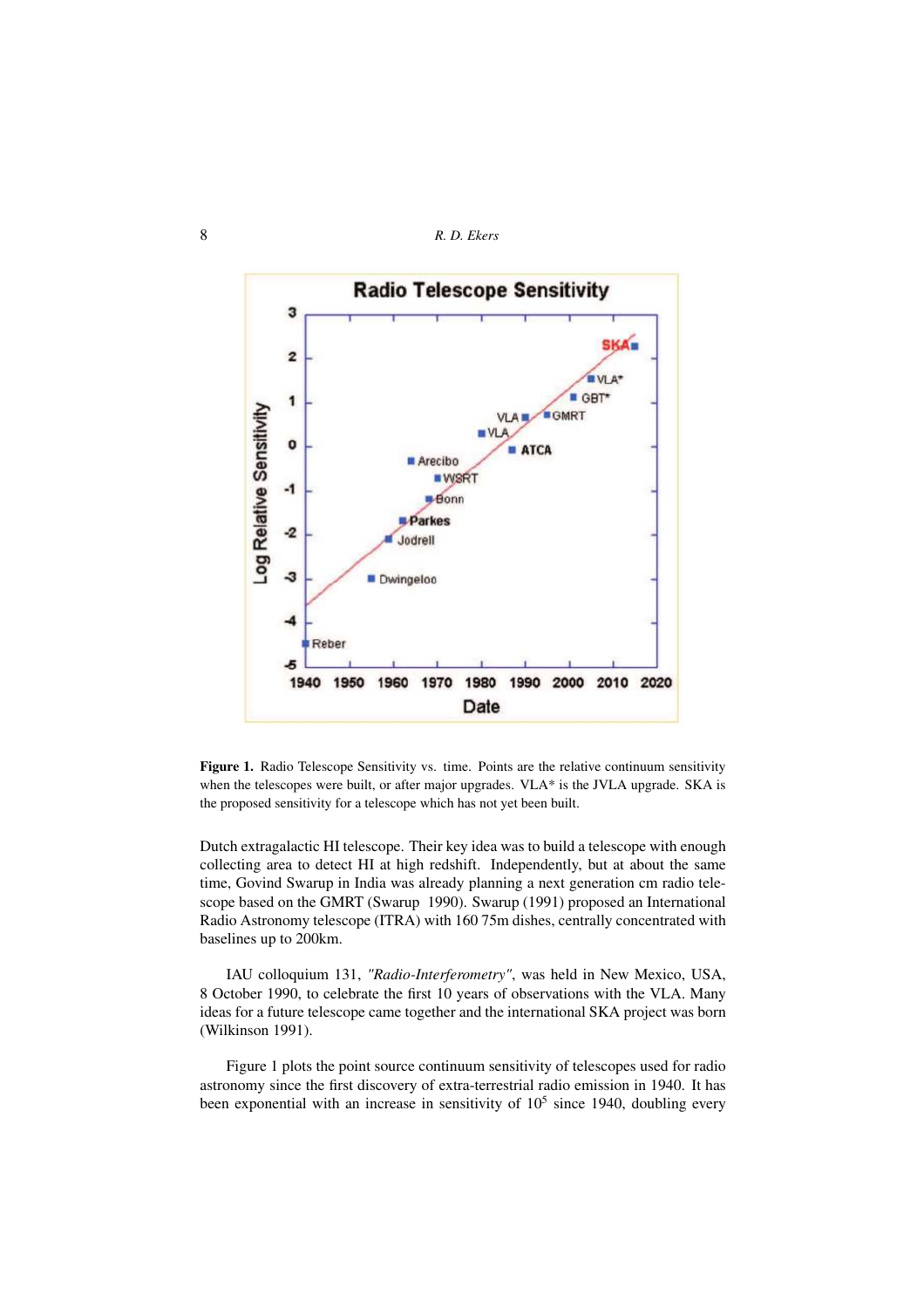**Figure 1.** Radio Telescope Sensitivity vs. time. Points are the relative continuum sensitivity when the telescopes were built, or after major upgrades. VLA* is the JVLA upgrade. SKA is the proposed sensitivity for a telescope which has not yet been built.

Dutch extragalactic HI telescope. Their key idea was to build a telescope with enough collecting area to detect HI at high redshift. Independently, but at about the same time, Govind Swarup in India was already planning a next generation cm radio telescope based on the GMRT (Swarup 1990). Swarup (1991) proposed an International Radio Astronomy telescope (ITRA) with 160 75m dishes, centrally concentrated with baselines up to 200km.

IAU colloquium 131, *"Radio-Interferometry"*, was held in New Mexico, USA, 8 October 1990, to celebrate the first 10 years of observations with the VLA. Many ideas for a future telescope came together and the international SKA project was born (Wilkinson 1991).

Figure 1 plots the point source continuum sensitivity of telescopes used for radio astronomy since the first discovery of extra-terrestrial radio emission in 1940. It has been exponential with an increase in sensitivity of $10^5$ since 1940, doubling every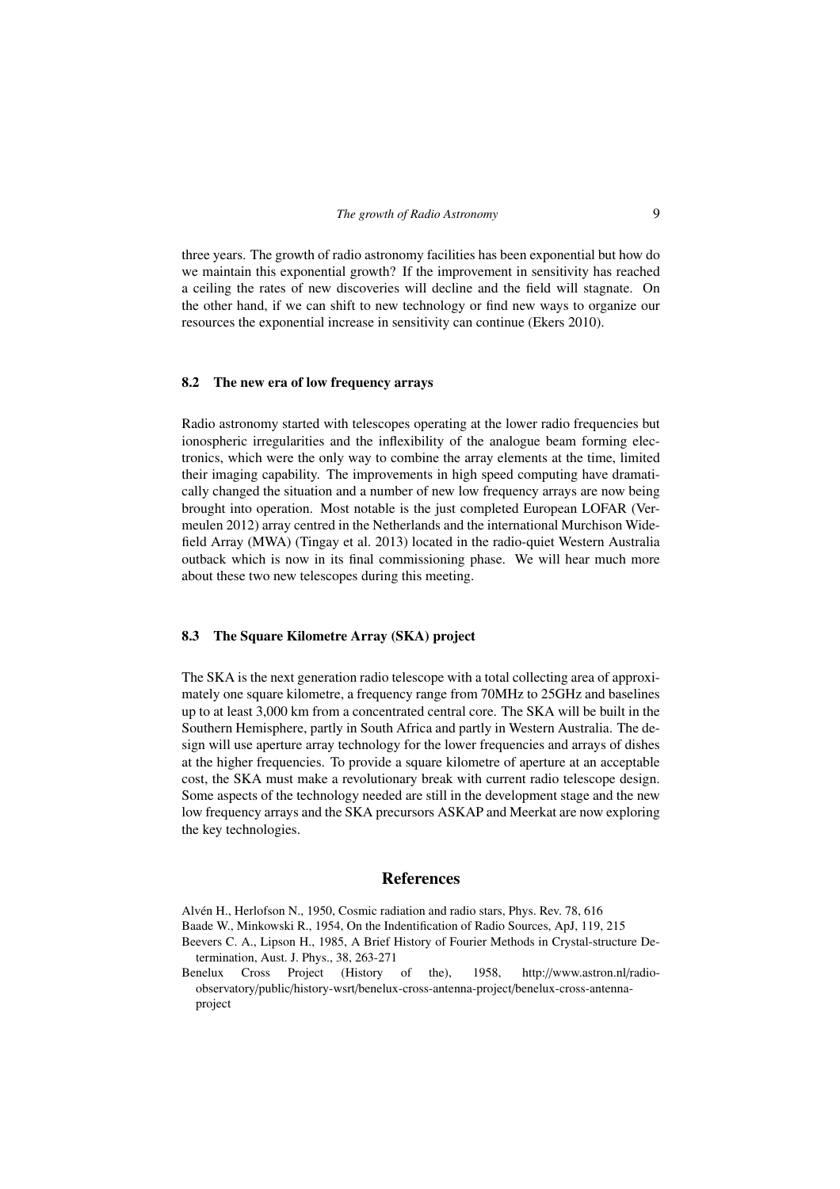three years. The growth of radio astronomy facilities has been exponential but how do we maintain this exponential growth? If the improvement in sensitivity has reached a ceiling the rates of new discoveries will decline and the field will stagnate. On the other hand, if we can shift to new technology or find new ways to organize our resources the exponential increase in sensitivity can continue (Ekers 2010).

### 8.2 The new era of low frequency arrays

Radio astronomy started with telescopes operating at the lower radio frequencies but ionospheric irregularities and the inflexibility of the analogue beam forming electronics, which were the only way to combine the array elements at the time, limited their imaging capability. The improvements in high speed computing have dramatically changed the situation and a number of new low frequency arrays are now being brought into operation. Most notable is the just completed European LOFAR (Vermeulen 2012) array centred in the Netherlands and the international Murchison Widefield Array (MWA) (Tingay et al. 2013) located in the radio-quiet Western Australia outback which is now in its final commissioning phase. We will hear much more about these two new telescopes during this meeting.

### 8.3 The Square Kilometre Array (SKA) project

The SKA is the next generation radio telescope with a total collecting area of approximately one square kilometre, a frequency range from 70MHz to 25GHz and baselines up to at least 3,000 km from a concentrated central core. The SKA will be built in the Southern Hemisphere, partly in South Africa and partly in Western Australia. The design will use aperture array technology for the lower frequencies and arrays of dishes at the higher frequencies. To provide a square kilometre of aperture at an acceptable cost, the SKA must make a revolutionary break with current radio telescope design. Some aspects of the technology needed are still in the development stage and the new low frequency arrays and the SKA precursors ASKAP and Meerkat are now exploring the key technologies.

## References

Alvén H., Herlofson N., 1950, Cosmic radiation and radio stars, Phys. Rev. 78, 616

Baade W., Minkowski R., 1954, On the Indentification of Radio Sources, ApJ, 119, 215

Beevers C. A., Lipson H., 1985, A Brief History of Fourier Methods in Crystal-structure Determination, Aust. J. Phys., 38, 263-271

Benelux Cross Project (History of the), 1958, http://www.astron.nl/radio-observatory/public/history-wsrt/benelux-cross-antenna-project/benelux-cross-antenna-project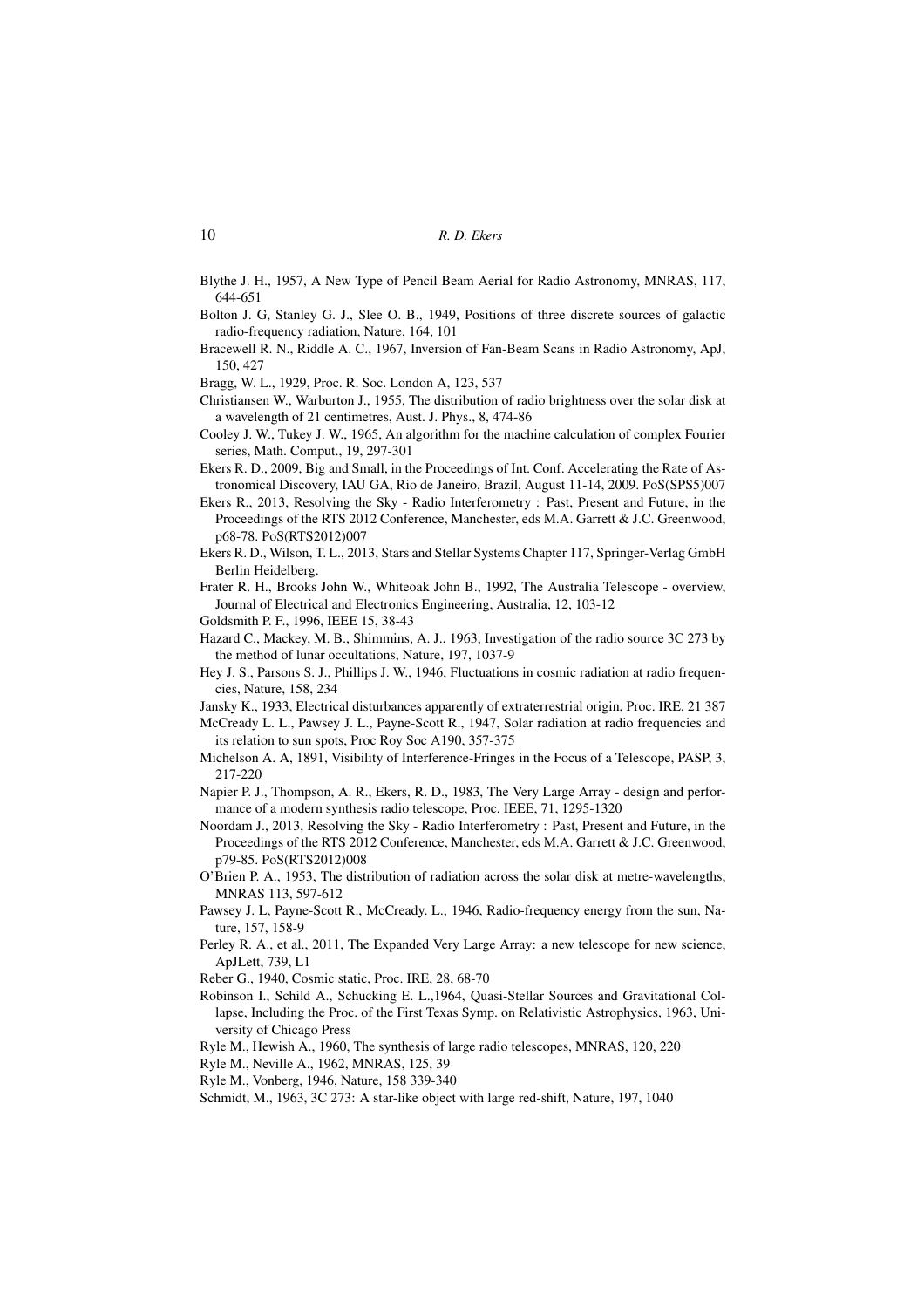Blythe J. H., 1957, A New Type of Pencil Beam Aerial for Radio Astronomy, MNRAS, 117, 644-651

Bolton J. G, Stanley G. J., Slee O. B., 1949, Positions of three discrete sources of galactic radio-frequency radiation, Nature, 164, 101

Bracewell R. N., Riddle A. C., 1967, Inversion of Fan-Beam Scans in Radio Astronomy, ApJ, 150, 427

Bragg, W. L., 1929, Proc. R. Soc. London A, 123, 537

Christiansen W., Warburton J., 1955, The distribution of radio brightness over the solar disk at a wavelength of 21 centimetres, Aust. J. Phys., 8, 474-86

Cooley J. W., Tukey J. W., 1965, An algorithm for the machine calculation of complex Fourier series, Math. Comput., 19, 297-301

Ekers R. D., 2009, Big and Small, in the Proceedings of Int. Conf. Accelerating the Rate of Astronomical Discovery, IAU GA, Rio de Janeiro, Brazil, August 11-14, 2009. PoS(SPS5)007

Ekers R., 2013, Resolving the Sky - Radio Interferometry : Past, Present and Future, in the Proceedings of the RTS 2012 Conference, Manchester, eds M.A. Garrett & J.C. Greenwood, p68-78. PoS(RTS2012)007

Ekers R. D., Wilson, T. L., 2013, Stars and Stellar Systems Chapter 117, Springer-Verlag GmbH Berlin Heidelberg.

Frater R. H., Brooks John W., Whiteoak John B., 1992, The Australia Telescope - overview, Journal of Electrical and Electronics Engineering, Australia, 12, 103-12

Goldsmith P. F., 1996, IEEE 15, 38-43

Hazard C., Mackey, M. B., Shimmins, A. J., 1963, Investigation of the radio source 3C 273 by the method of lunar occultations, Nature, 197, 1037-9

Hey J. S., Parsons S. J., Phillips J. W., 1946, Fluctuations in cosmic radiation at radio frequencies, Nature, 158, 234

Jansky K., 1933, Electrical disturbances apparently of extraterrestrial origin, Proc. IRE, 21 387

McCready L. L., Pawsey J. L., Payne-Scott R., 1947, Solar radiation at radio frequencies and its relation to sun spots, Proc Roy Soc A190, 357-375

Michelson A. A, 1891, Visibility of Interference-Fringes in the Focus of a Telescope, PASP, 3, 217-220

Napier P. J., Thompson, A. R., Ekers, R. D., 1983, The Very Large Array - design and performance of a modern synthesis radio telescope, Proc. IEEE, 71, 1295-1320

Noordam J., 2013, Resolving the Sky - Radio Interferometry : Past, Present and Future, in the Proceedings of the RTS 2012 Conference, Manchester, eds M.A. Garrett & J.C. Greenwood, p79-85. PoS(RTS2012)008

O'Brien P. A., 1953, The distribution of radiation across the solar disk at metre-wavelengths, MNRAS 113, 597-612

Pawsey J. L, Payne-Scott R., McCready. L., 1946, Radio-frequency energy from the sun, Nature, 157, 158-9

Perley R. A., et al., 2011, The Expanded Very Large Array: a new telescope for new science, ApJLett, 739, L1

Reber G., 1940, Cosmic static, Proc. IRE, 28, 68-70

Robinson I., Schild A., Schucking E. L.,1964, Quasi-Stellar Sources and Gravitational Collapse, Including the Proc. of the First Texas Symp. on Relativistic Astrophysics, 1963, University of Chicago Press

Ryle M., Hewish A., 1960, The synthesis of large radio telescopes, MNRAS, 120, 220

Ryle M., Neville A., 1962, MNRAS, 125, 39

Ryle M., Vonberg, 1946, Nature, 158 339-340

Schmidt, M., 1963, 3C 273: A star-like object with large red-shift, Nature, 197, 1040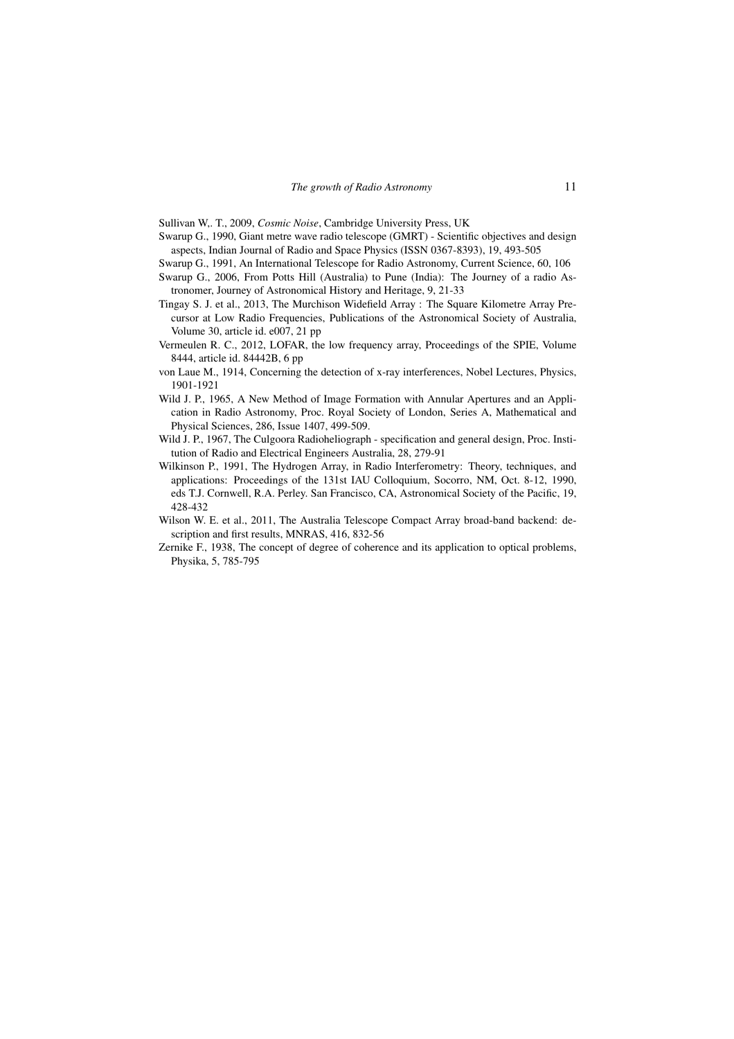Sullivan W,. T., 2009, *Cosmic Noise*, Cambridge University Press, UK

Swarup G., 1990, Giant metre wave radio telescope (GMRT) - Scientific objectives and design aspects, Indian Journal of Radio and Space Physics (ISSN 0367-8393), 19, 493-505

Swarup G., 1991, An International Telescope for Radio Astronomy, Current Science, 60, 106

Swarup G., 2006, From Potts Hill (Australia) to Pune (India): The Journey of a radio Astronomer, Journey of Astronomical History and Heritage, 9, 21-33

Tingay S. J. et al., 2013, The Murchison Widefield Array : The Square Kilometre Array Precursor at Low Radio Frequencies, Publications of the Astronomical Society of Australia, Volume 30, article id. e007, 21 pp

Vermeulen R. C., 2012, LOFAR, the low frequency array, Proceedings of the SPIE, Volume 8444, article id. 84442B, 6 pp

von Laue M., 1914, Concerning the detection of x-ray interferences, Nobel Lectures, Physics, 1901-1921

Wild J. P., 1965, A New Method of Image Formation with Annular Apertures and an Application in Radio Astronomy, Proc. Royal Society of London, Series A, Mathematical and Physical Sciences, 286, Issue 1407, 499-509.

Wild J. P., 1967, The Culgoora Radioheliograph - specification and general design, Proc. Institution of Radio and Electrical Engineers Australia, 28, 279-91

Wilkinson P., 1991, The Hydrogen Array, in Radio Interferometry: Theory, techniques, and applications: Proceedings of the 131st IAU Colloquium, Socorro, NM, Oct. 8-12, 1990, eds T.J. Cornwell, R.A. Perley. San Francisco, CA, Astronomical Society of the Pacific, 19, 428-432

Wilson W. E. et al., 2011, The Australia Telescope Compact Array broad-band backend: description and first results, MNRAS, 416, 832-56

Zernike F., 1938, The concept of degree of coherence and its application to optical problems, Physika, 5, 785-795